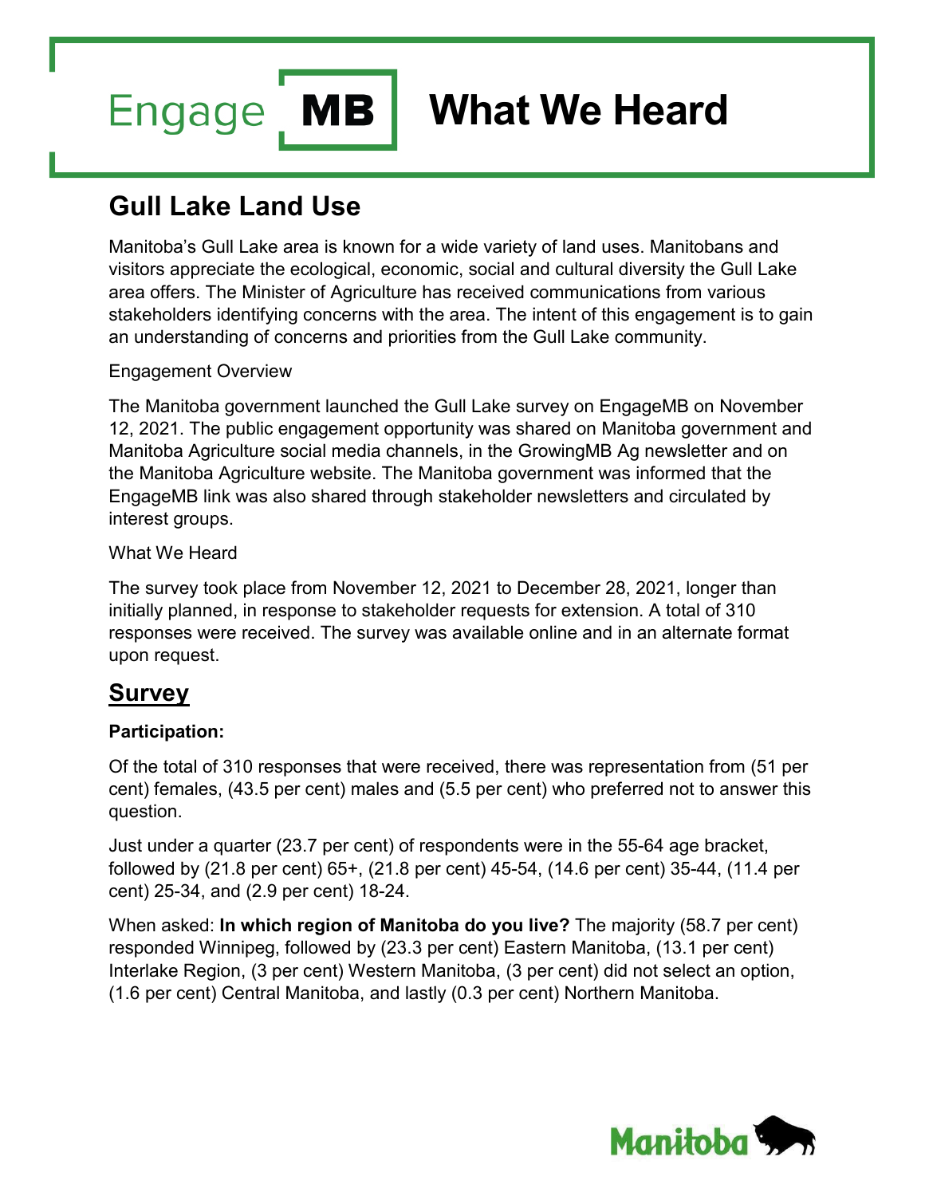# Engage MB What We Heard

## Gull Lake Land Use

Manitoba's Gull Lake area is known for a wide variety of land uses. Manitobans and visitors appreciate the ecological, economic, social and cultural diversity the Gull Lake area offers. The Minister of Agriculture has received communications from various stakeholders identifying concerns with the area. The intent of this engagement is to gain an understanding of concerns and priorities from the Gull Lake community.

Engagement Overview

The Manitoba government launched the Gull Lake survey on EngageMB on November 12, 2021. The public engagement opportunity was shared on Manitoba government and Manitoba Agriculture social media channels, in the GrowingMB Ag newsletter and on the Manitoba Agriculture website. The Manitoba government was informed that the EngageMB link was also shared through stakeholder newsletters and circulated by interest groups.

What We Heard

The survey took place from November 12, 2021 to December 28, 2021, longer than initially planned, in response to stakeholder requests for extension. A total of 310 responses were received. The survey was available online and in an alternate format upon request.

## Survey

**Participation:**

Of the total of 310 responses that were received, there was representation from (51 per cent) females, (43.5 per cent) males and (5.5 per cent) who preferred not to answer this question.

Just under a quarter (23.7 per cent) of respondents were in the 55-64 age bracket, followed by (21.8 per cent) 65+, (21.8 per cent) 45-54, (14.6 per cent) 35-44, (11.4 per cent) 25-34, and (2.9 per cent) 18-24.

When asked: **In which region of Manitoba do you live?** The majority (58.7 per cent) responded Winnipeg, followed by (23.3 per cent) Eastern Manitoba, (13.1 per cent) Interlake Region, (3 per cent) Western Manitoba, (3 per cent) did not select an option, (1.6 per cent) Central Manitoba, and lastly (0.3 per cent) Northern Manitoba.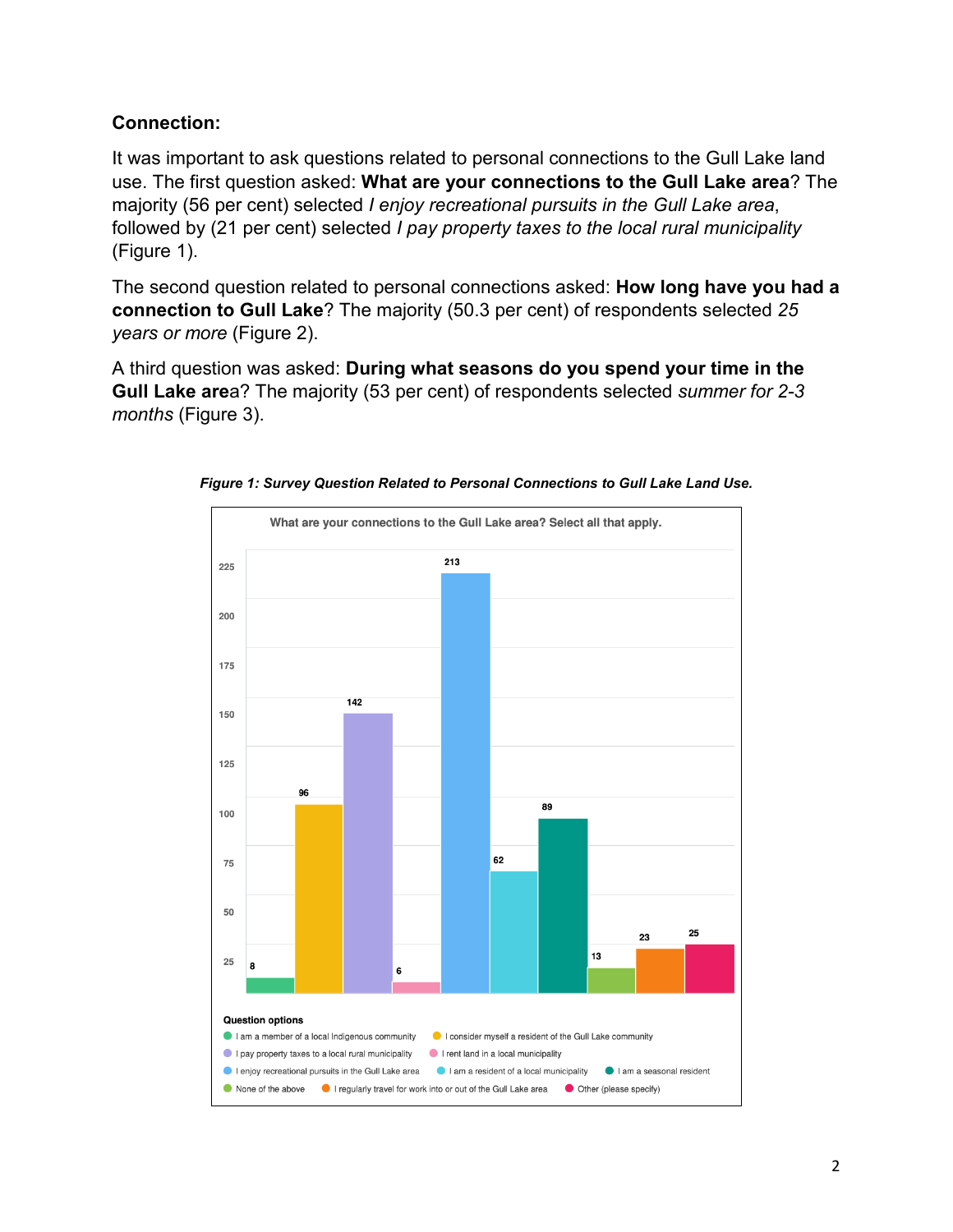**Connection:**

It was important to ask questions related to personal connections to the Gull Lake land use. The first question asked: **What are your connections to the Gull Lake area**? The majority (56 per cent) selected *I enjoy recreational pursuits in the Gull Lake area*, followed by (21 per cent) selected *I pay property taxes to the local rural municipality* (Figure 1).

The second question related to personal connections asked: **How long have you had a connection to Gull Lake**? The majority (50.3 per cent) of respondents selected *25 years or more* (Figure 2).

A third question was asked: **During what seasons do you spend your time in the Gull Lake are**a? The majority (53 per cent) of respondents selected *summer for 2-3 months* (Figure 3).

***Figure 1: Survey Question Related to Personal Connections to Gull Lake Land Use.***

What are your connections to the Gull Lake area? Select all that apply.

| Question options | Responses |
|---|---|
| I am a member of a local Indigenous community | 8 |
| I consider myself a resident of the Gull Lake community | 96 |
| I pay property taxes to a local rural municipality | 142 |
| I rent land in a local municipality | 6 |
| I enjoy recreational pursuits in the Gull Lake area | 213 |
| I am a resident of a local municipality | 62 |
| I am a seasonal resident | 89 |
| None of the above | 13 |
| I regularly travel for work into or out of the Gull Lake area | 23 |
| Other (please specify) | 25 |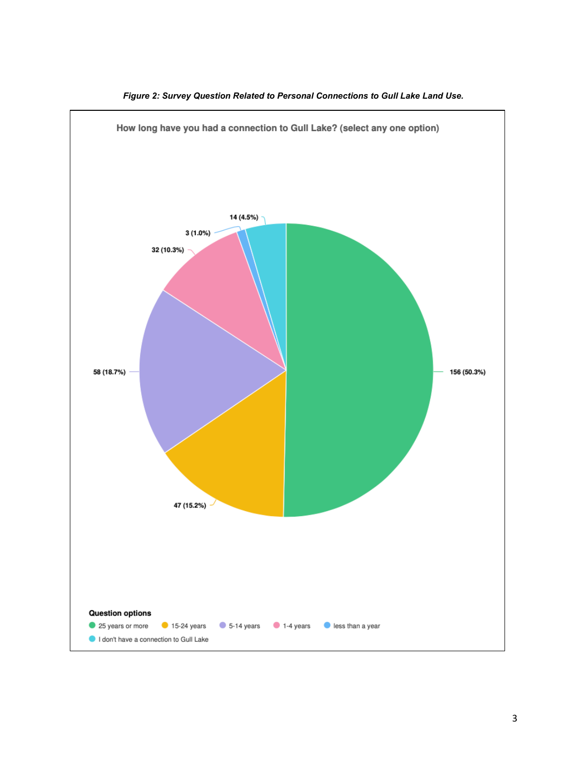*Figure 2: Survey Question Related to Personal Connections to Gull Lake Land Use.*

How long have you had a connection to Gull Lake? (select any one option)

| Question options | Responses |
|---|---|
| 25 years or more | 156 (50.3%) |
| 15-24 years | 47 (15.2%) |
| 5-14 years | 58 (18.7%) |
| 1-4 years | 32 (10.3%) |
| less than a year | 3 (1.0%) |
| I don't have a connection to Gull Lake | 14 (4.5%) |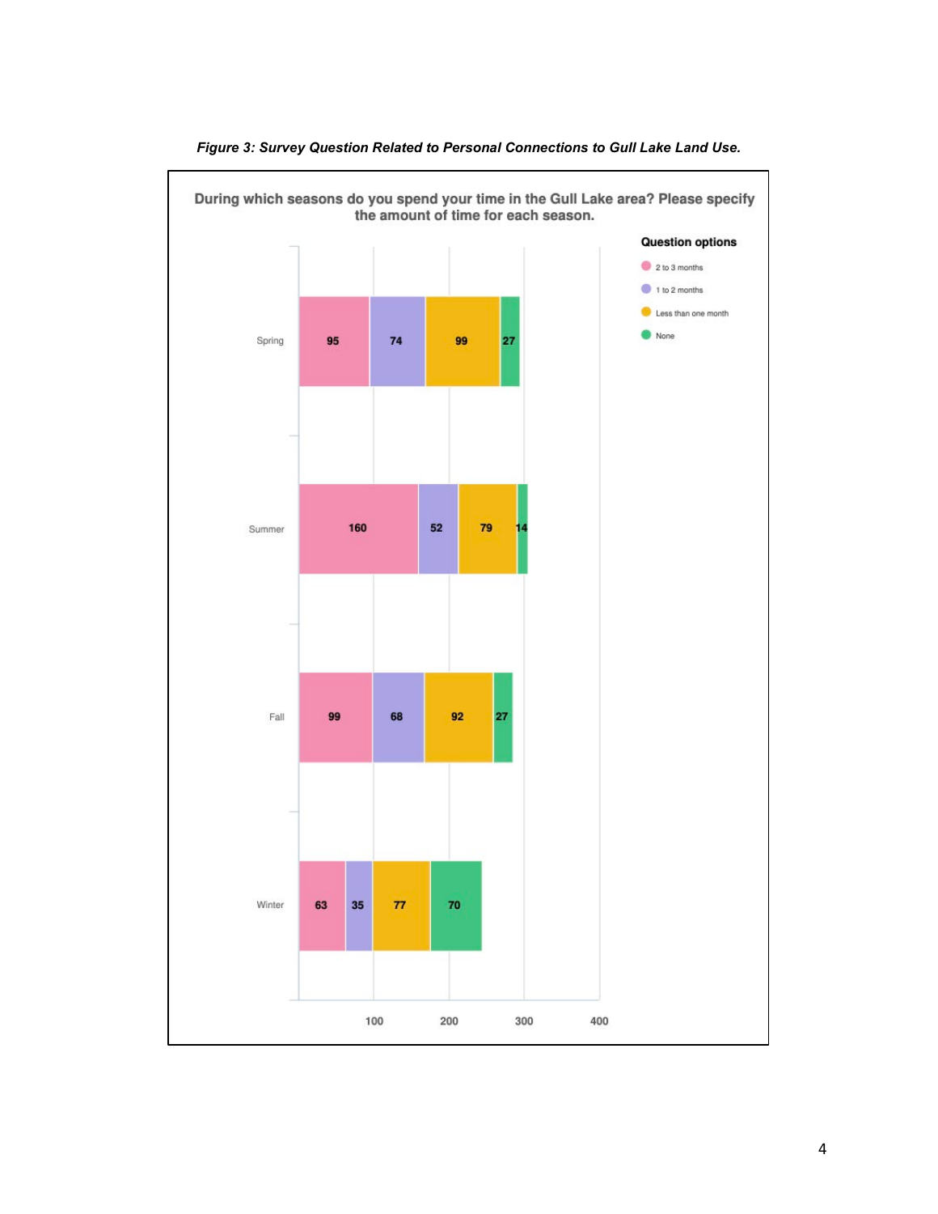*Figure 3: Survey Question Related to Personal Connections to Gull Lake Land Use.*

**During which seasons do you spend your time in the Gull Lake area? Please specify the amount of time for each season.**

| Season | 2 to 3 months | 1 to 2 months | Less than one month | None |
|---|---|---|---|---|
| Spring | 95 | 74 | 99 | 27 |
| Summer | 160 | 52 | 79 | 14 |
| Fall | 99 | 68 | 92 | 27 |
| Winter | 63 | 35 | 77 | 70 |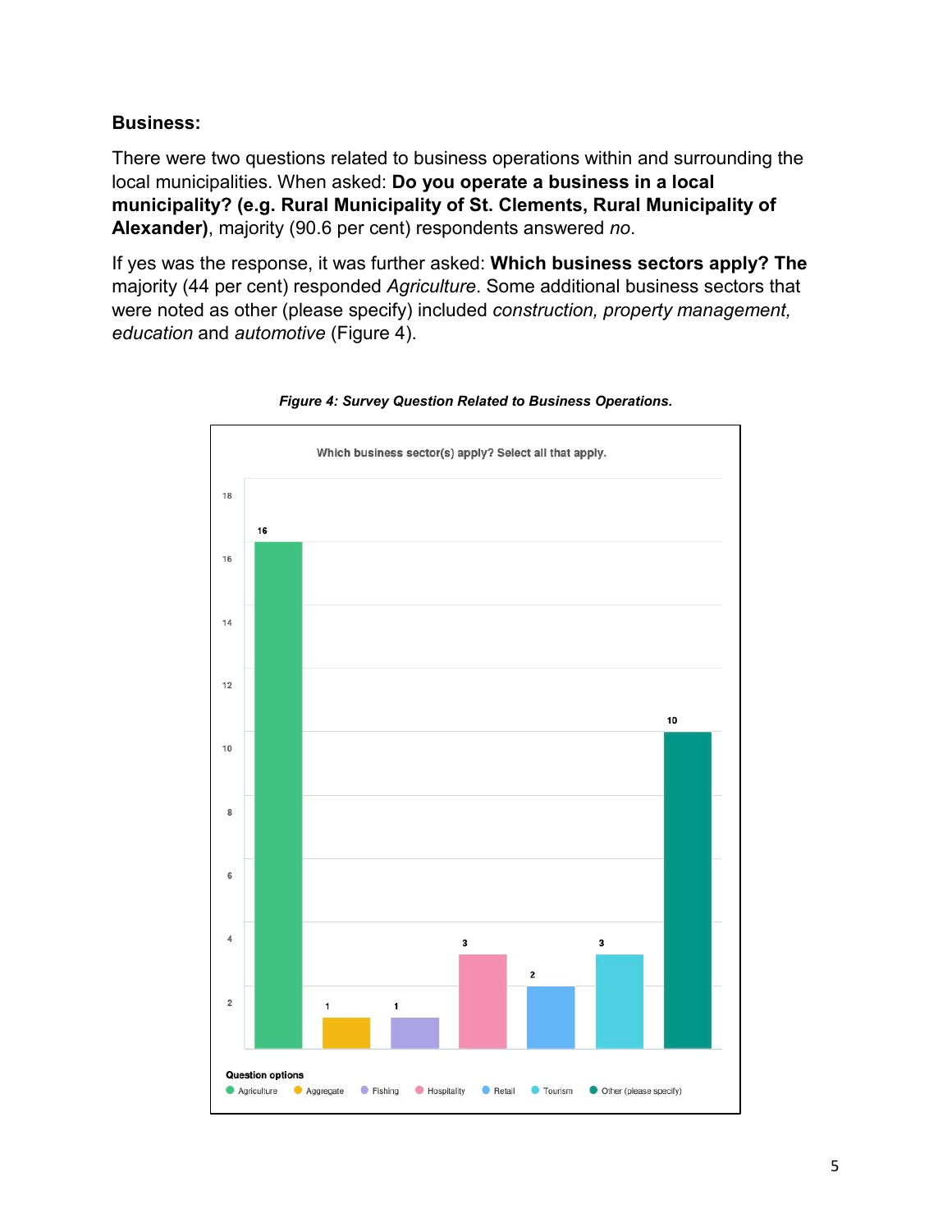**Business:**

There were two questions related to business operations within and surrounding the local municipalities. When asked: **Do you operate a business in a local municipality? (e.g. Rural Municipality of St. Clements, Rural Municipality of Alexander)**, majority (90.6 per cent) respondents answered *no*.

If yes was the response, it was further asked: **Which business sectors apply? The** majority (44 per cent) responded *Agriculture*. Some additional business sectors that were noted as other (please specify) included *construction, property management, education* and *automotive* (Figure 4).

***Figure 4: Survey Question Related to Business Operations.***

Which business sector(s) apply? Select all that apply.

| Question options | Count |
| --- | --- |
| Agriculture | 16 |
| Aggregate | 1 |
| Fishing | 1 |
| Hospitality | 3 |
| Retail | 2 |
| Tourism | 3 |
| Other (please specify) | 10 |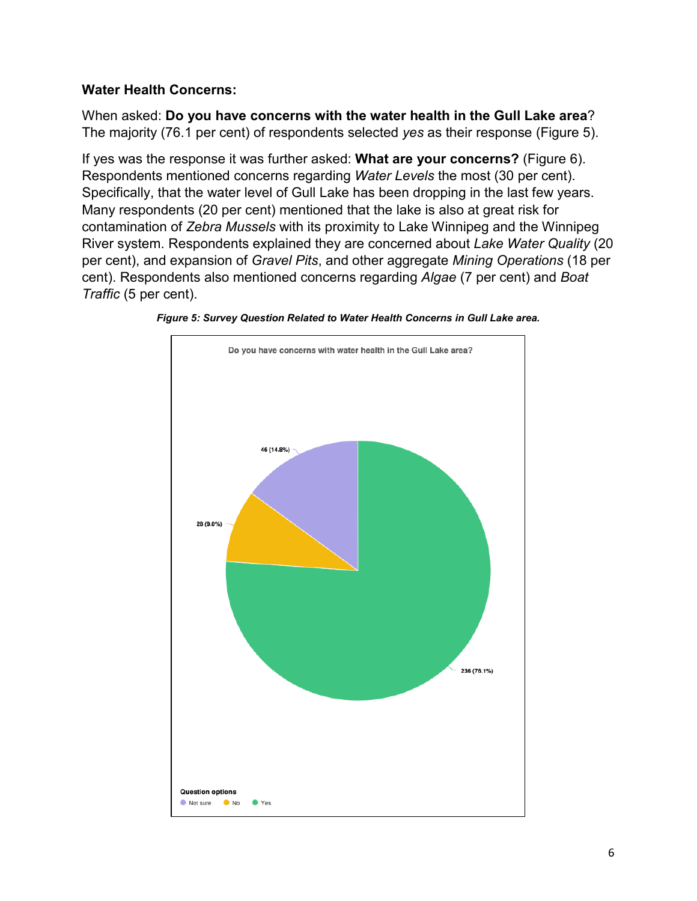**Water Health Concerns:**

When asked: **Do you have concerns with the water health in the Gull Lake area**? The majority (76.1 per cent) of respondents selected *yes* as their response (Figure 5).

If yes was the response it was further asked: **What are your concerns?** (Figure 6). Respondents mentioned concerns regarding *Water Levels* the most (30 per cent). Specifically, that the water level of Gull Lake has been dropping in the last few years. Many respondents (20 per cent) mentioned that the lake is also at great risk for contamination of *Zebra Mussels* with its proximity to Lake Winnipeg and the Winnipeg River system. Respondents explained they are concerned about *Lake Water Quality* (20 per cent), and expansion of *Gravel Pits*, and other aggregate *Mining Operations* (18 per cent). Respondents also mentioned concerns regarding *Algae* (7 per cent) and *Boat Traffic* (5 per cent).

***Figure 5: Survey Question Related to Water Health Concerns in Gull Lake area.***

Do you have concerns with water health in the Gull Lake area?

| Question options | Responses |
|---|---|
| Not sure | 46 (14.8%) |
| No | 28 (9.0%) |
| Yes | 236 (76.1%) |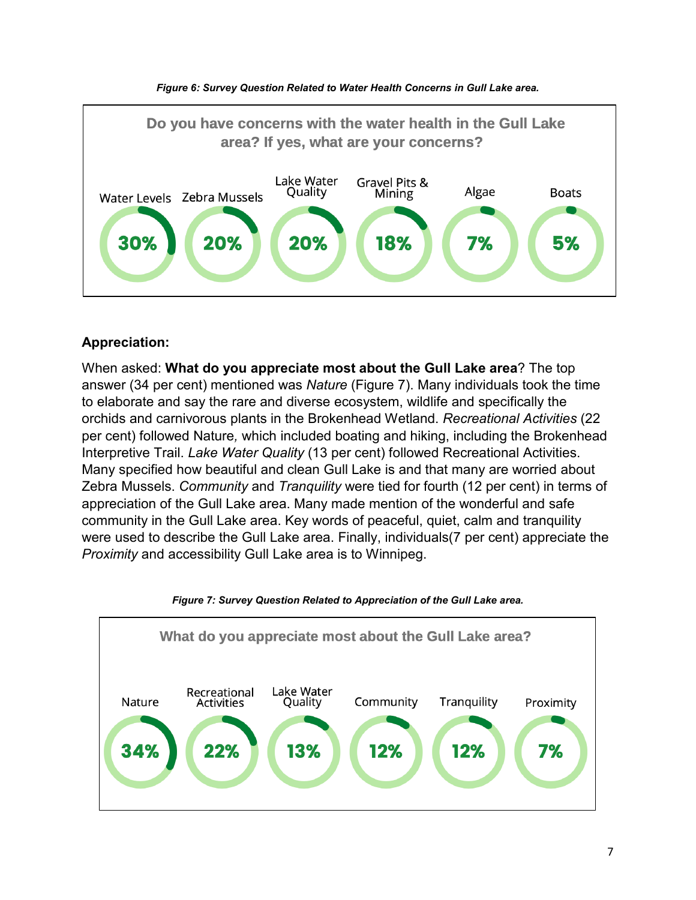*Figure 6: Survey Question Related to Water Health Concerns in Gull Lake area.*

**Do you have concerns with the water health in the Gull Lake area? If yes, what are your concerns?**

| Water Levels | Zebra Mussels | Lake Water Quality | Gravel Pits & Mining | Algae | Boats |
|---|---|---|---|---|---|
| 30% | 20% | 20% | 18% | 7% | 5% |

**Appreciation:**

When asked: **What do you appreciate most about the Gull Lake area**? The top answer (34 per cent) mentioned was *Nature* (Figure 7). Many individuals took the time to elaborate and say the rare and diverse ecosystem, wildlife and specifically the orchids and carnivorous plants in the Brokenhead Wetland. *Recreational Activities* (22 per cent) followed Nature, which included boating and hiking, including the Brokenhead Interpretive Trail. *Lake Water Quality* (13 per cent) followed Recreational Activities. Many specified how beautiful and clean Gull Lake is and that many are worried about Zebra Mussels. *Community* and *Tranquility* were tied for fourth (12 per cent) in terms of appreciation of the Gull Lake area. Many made mention of the wonderful and safe community in the Gull Lake area. Key words of peaceful, quiet, calm and tranquility were used to describe the Gull Lake area. Finally, individuals(7 per cent) appreciate the *Proximity* and accessibility Gull Lake area is to Winnipeg.

*Figure 7: Survey Question Related to Appreciation of the Gull Lake area.*

**What do you appreciate most about the Gull Lake area?**

| Nature | Recreational Activities | Lake Water Quality | Community | Tranquility | Proximity |
|---|---|---|---|---|---|
| 34% | 22% | 13% | 12% | 12% | 7% |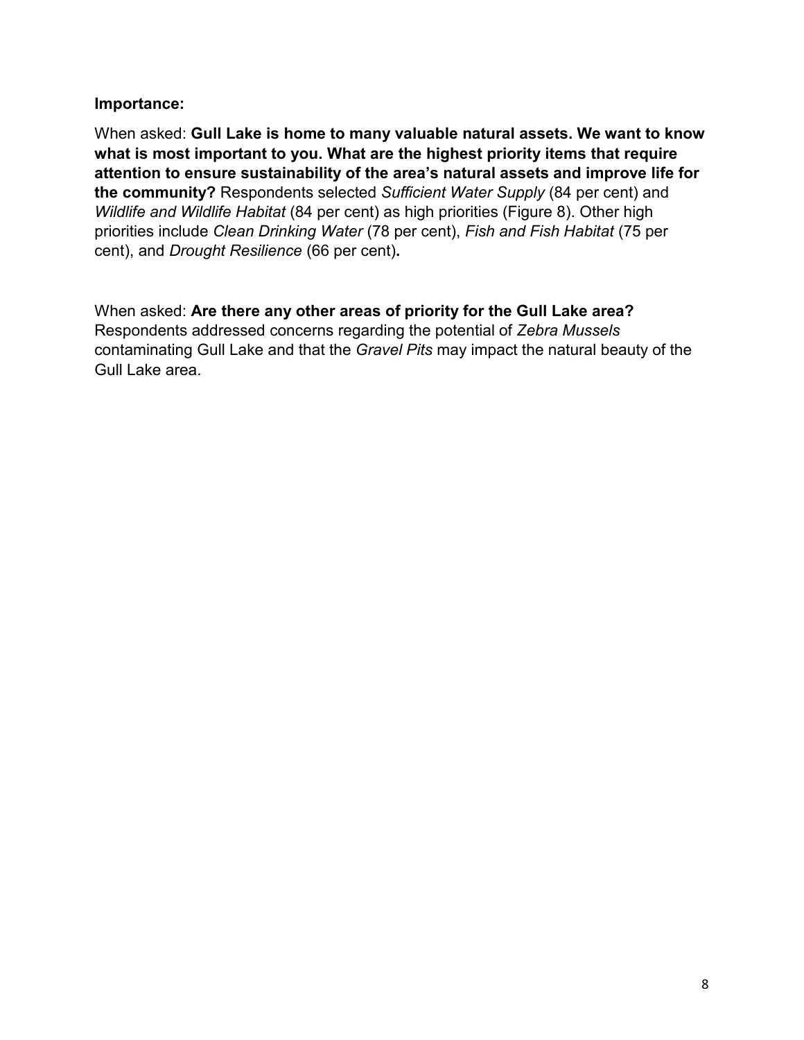**Importance:**

When asked: **Gull Lake is home to many valuable natural assets. We want to know what is most important to you. What are the highest priority items that require attention to ensure sustainability of the area's natural assets and improve life for the community?** Respondents selected *Sufficient Water Supply* (84 per cent) and *Wildlife and Wildlife Habitat* (84 per cent) as high priorities (Figure 8). Other high priorities include *Clean Drinking Water* (78 per cent), *Fish and Fish Habitat* (75 per cent), and *Drought Resilience* (66 per cent)**.**

When asked: **Are there any other areas of priority for the Gull Lake area?** Respondents addressed concerns regarding the potential of *Zebra Mussels* contaminating Gull Lake and that the *Gravel Pits* may impact the natural beauty of the Gull Lake area.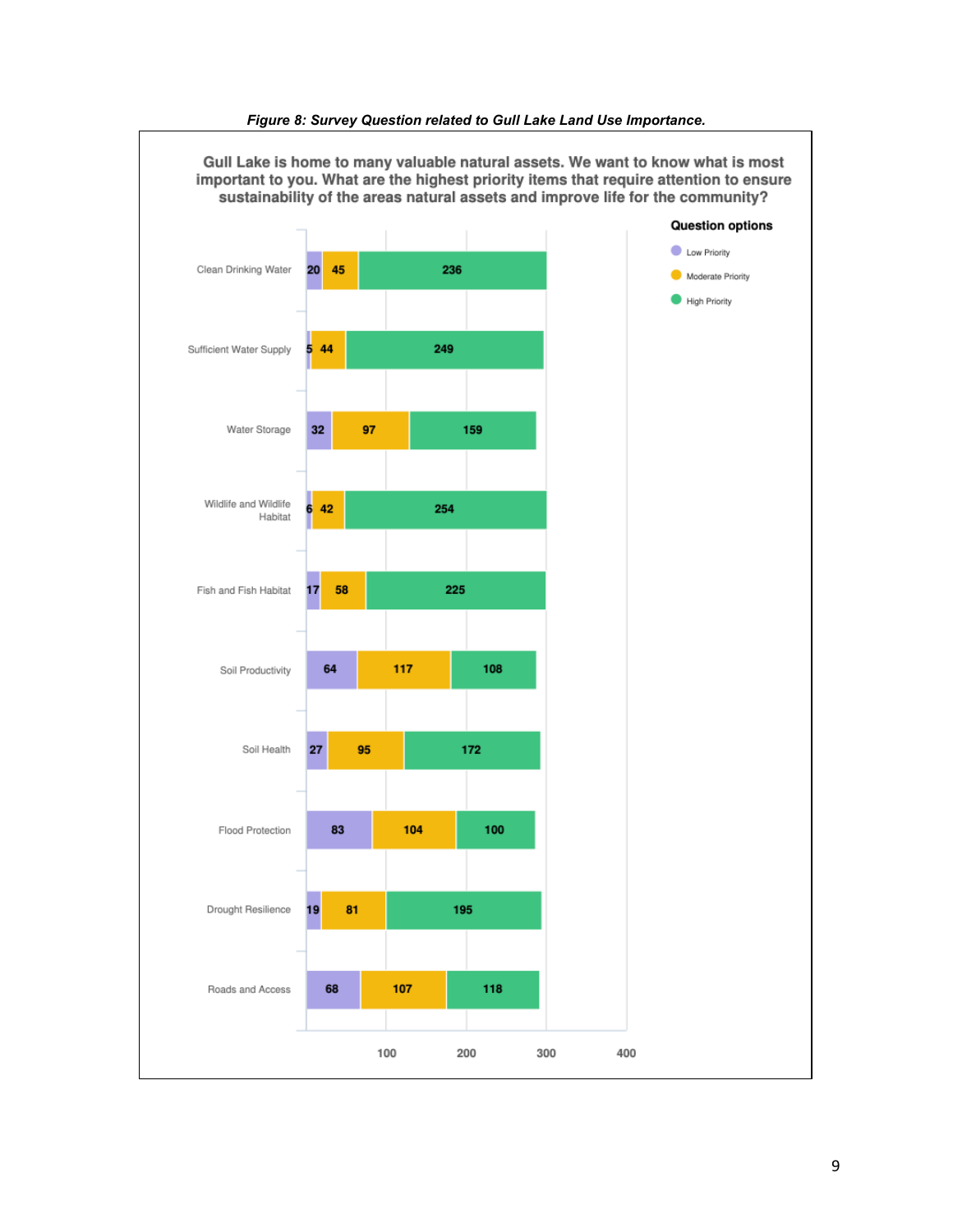*Figure 8: Survey Question related to Gull Lake Land Use Importance.*

**Gull Lake is home to many valuable natural assets. We want to know what is most important to you. What are the highest priority items that require attention to ensure sustainability of the areas natural assets and improve life for the community?**

| Item | Low Priority | Moderate Priority | High Priority |
|---|---|---|---|
| Clean Drinking Water | 20 | 45 | 236 |
| Sufficient Water Supply | 5 | 44 | 249 |
| Water Storage | 32 | 97 | 159 |
| Wildlife and Wildlife Habitat | 6 | 42 | 254 |
| Fish and Fish Habitat | 17 | 58 | 225 |
| Soil Productivity | 64 | 117 | 108 |
| Soil Health | 27 | 95 | 172 |
| Flood Protection | 83 | 104 | 100 |
| Drought Resilience | 19 | 81 | 195 |
| Roads and Access | 68 | 107 | 118 |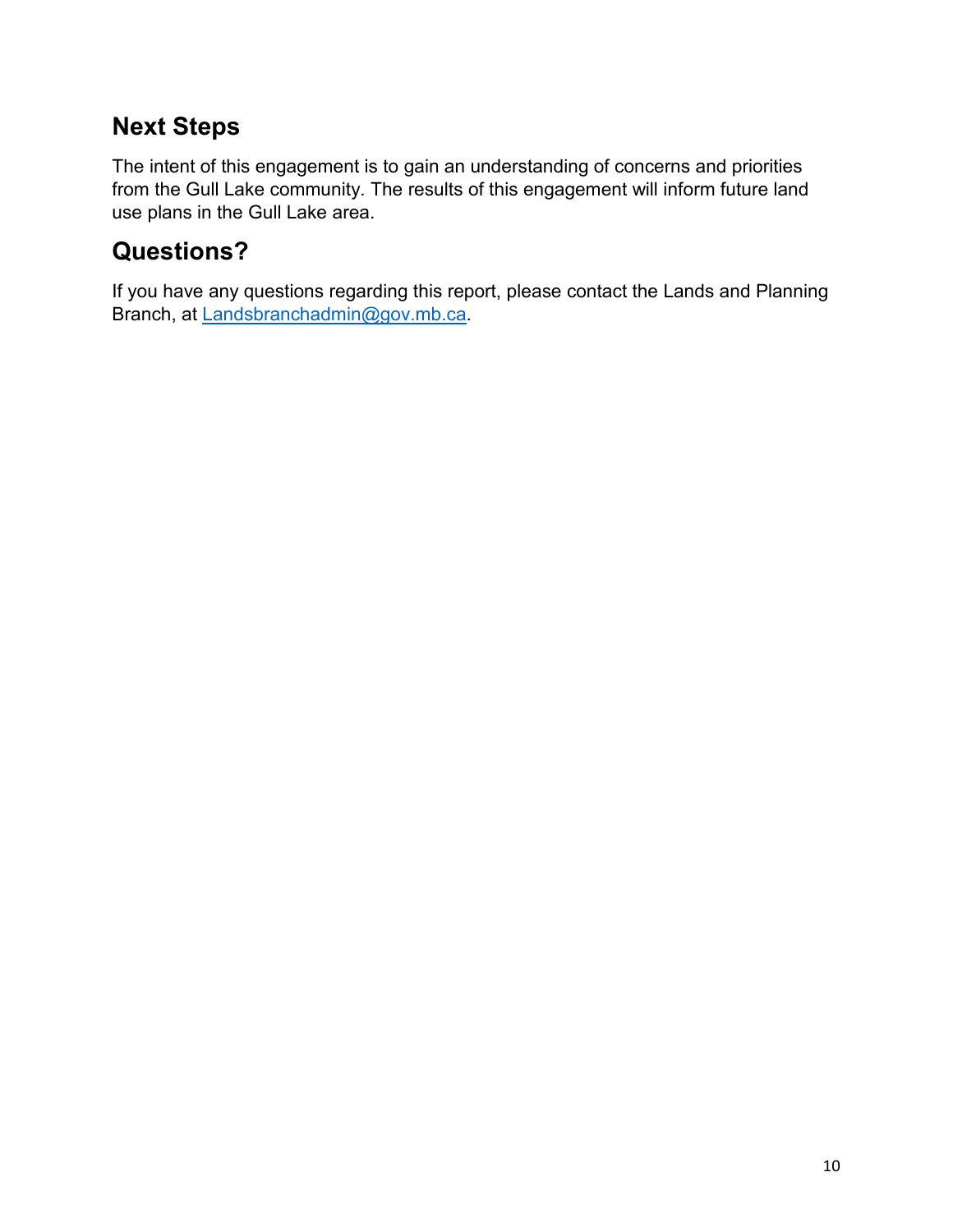## Next Steps

The intent of this engagement is to gain an understanding of concerns and priorities from the Gull Lake community. The results of this engagement will inform future land use plans in the Gull Lake area.

## Questions?

If you have any questions regarding this report, please contact the Lands and Planning Branch, at Landsbranchadmin@gov.mb.ca.